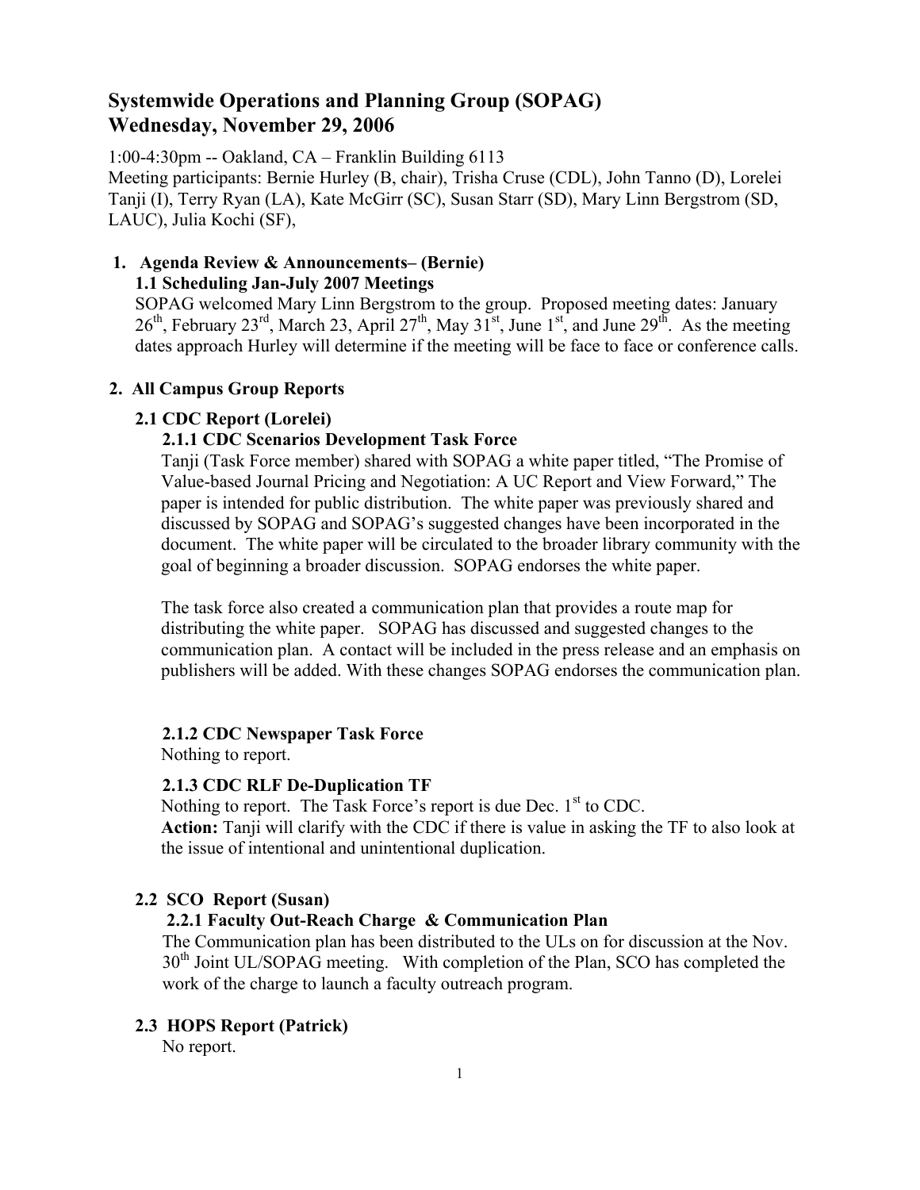# Systemwide Operations and Planning Group (SOPAG)
# Wednesday, November 29, 2006

1:00-4:30pm -- Oakland, CA – Franklin Building 6113
Meeting participants: Bernie Hurley (B, chair), Trisha Cruse (CDL), John Tanno (D), Lorelei Tanji (I), Terry Ryan (LA), Kate McGirr (SC), Susan Starr (SD), Mary Linn Bergstrom (SD, LAUC), Julia Kochi (SF),

## 1. Agenda Review & Announcements– (Bernie)

### 1.1 Scheduling Jan-July 2007 Meetings

SOPAG welcomed Mary Linn Bergstrom to the group. Proposed meeting dates: January 26th, February 23rd, March 23, April 27th, May 31st, June 1st, and June 29th. As the meeting dates approach Hurley will determine if the meeting will be face to face or conference calls.

## 2. All Campus Group Reports

### 2.1 CDC Report (Lorelei)

#### 2.1.1 CDC Scenarios Development Task Force

Tanji (Task Force member) shared with SOPAG a white paper titled, "The Promise of Value-based Journal Pricing and Negotiation: A UC Report and View Forward," The paper is intended for public distribution. The white paper was previously shared and discussed by SOPAG and SOPAG's suggested changes have been incorporated in the document. The white paper will be circulated to the broader library community with the goal of beginning a broader discussion. SOPAG endorses the white paper.

The task force also created a communication plan that provides a route map for distributing the white paper. SOPAG has discussed and suggested changes to the communication plan. A contact will be included in the press release and an emphasis on publishers will be added. With these changes SOPAG endorses the communication plan.

#### 2.1.2 CDC Newspaper Task Force

Nothing to report.

#### 2.1.3 CDC RLF De-Duplication TF

Nothing to report. The Task Force's report is due Dec. 1st to CDC.
**Action:** Tanji will clarify with the CDC if there is value in asking the TF to also look at the issue of intentional and unintentional duplication.

### 2.2 SCO Report (Susan)

#### 2.2.1 Faculty Out-Reach Charge & Communication Plan

The Communication plan has been distributed to the ULs on for discussion at the Nov. 30th Joint UL/SOPAG meeting. With completion of the Plan, SCO has completed the work of the charge to launch a faculty outreach program.

### 2.3 HOPS Report (Patrick)

No report.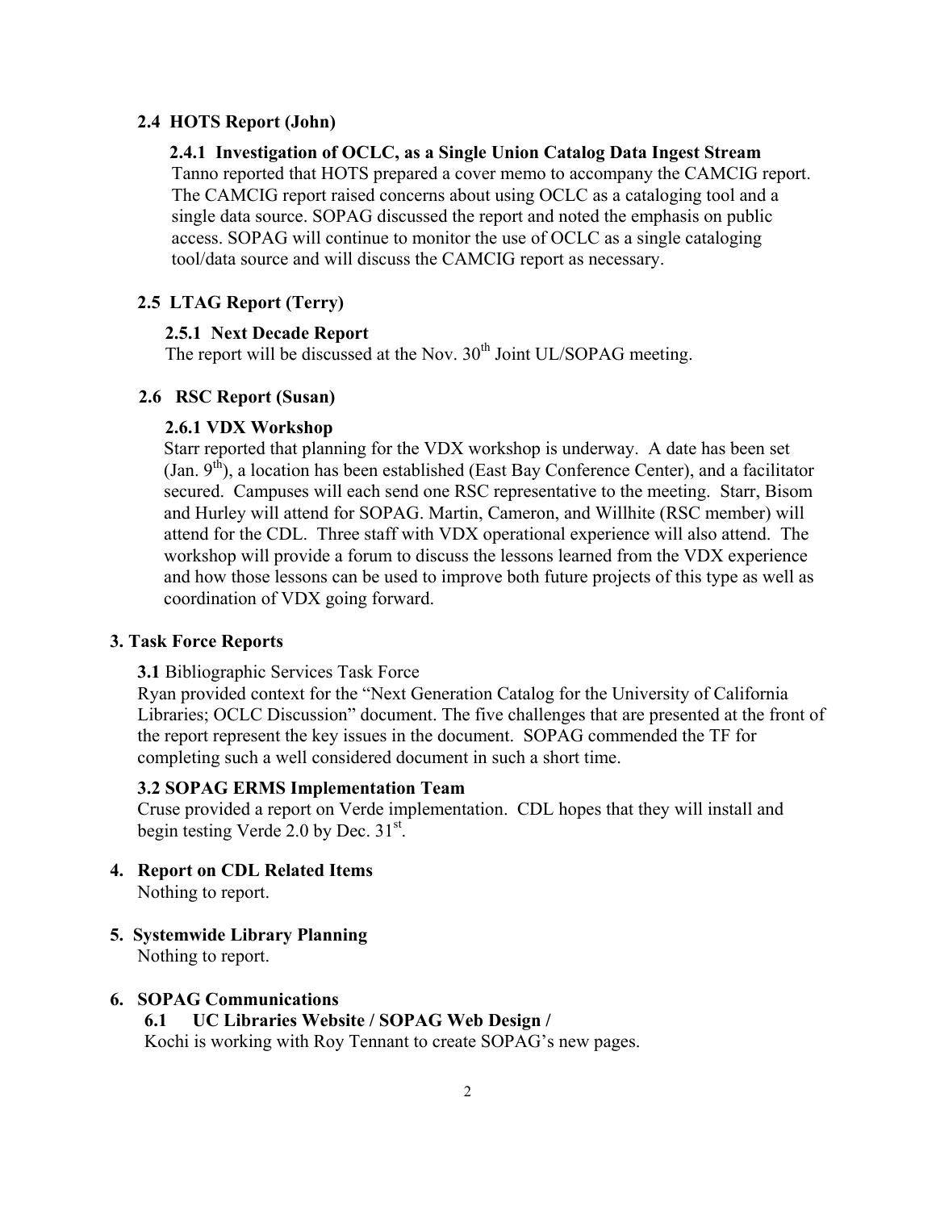**2.4 HOTS Report (John)**

**2.4.1 Investigation of OCLC, as a Single Union Catalog Data Ingest Stream**

Tanno reported that HOTS prepared a cover memo to accompany the CAMCIG report. The CAMCIG report raised concerns about using OCLC as a cataloging tool and a single data source. SOPAG discussed the report and noted the emphasis on public access. SOPAG will continue to monitor the use of OCLC as a single cataloging tool/data source and will discuss the CAMCIG report as necessary.

**2.5 LTAG Report (Terry)**

**2.5.1 Next Decade Report**

The report will be discussed at the Nov. 30th Joint UL/SOPAG meeting.

**2.6 RSC Report (Susan)**

**2.6.1 VDX Workshop**

Starr reported that planning for the VDX workshop is underway. A date has been set (Jan. 9th), a location has been established (East Bay Conference Center), and a facilitator secured. Campuses will each send one RSC representative to the meeting. Starr, Bisom and Hurley will attend for SOPAG. Martin, Cameron, and Willhite (RSC member) will attend for the CDL. Three staff with VDX operational experience will also attend. The workshop will provide a forum to discuss the lessons learned from the VDX experience and how those lessons can be used to improve both future projects of this type as well as coordination of VDX going forward.

**3. Task Force Reports**

**3.1** Bibliographic Services Task Force

Ryan provided context for the "Next Generation Catalog for the University of California Libraries; OCLC Discussion" document. The five challenges that are presented at the front of the report represent the key issues in the document. SOPAG commended the TF for completing such a well considered document in such a short time.

**3.2 SOPAG ERMS Implementation Team**

Cruse provided a report on Verde implementation. CDL hopes that they will install and begin testing Verde 2.0 by Dec. 31st.

**4. Report on CDL Related Items**

Nothing to report.

**5. Systemwide Library Planning**

Nothing to report.

**6. SOPAG Communications**

**6.1 UC Libraries Website / SOPAG Web Design /**

Kochi is working with Roy Tennant to create SOPAG's new pages.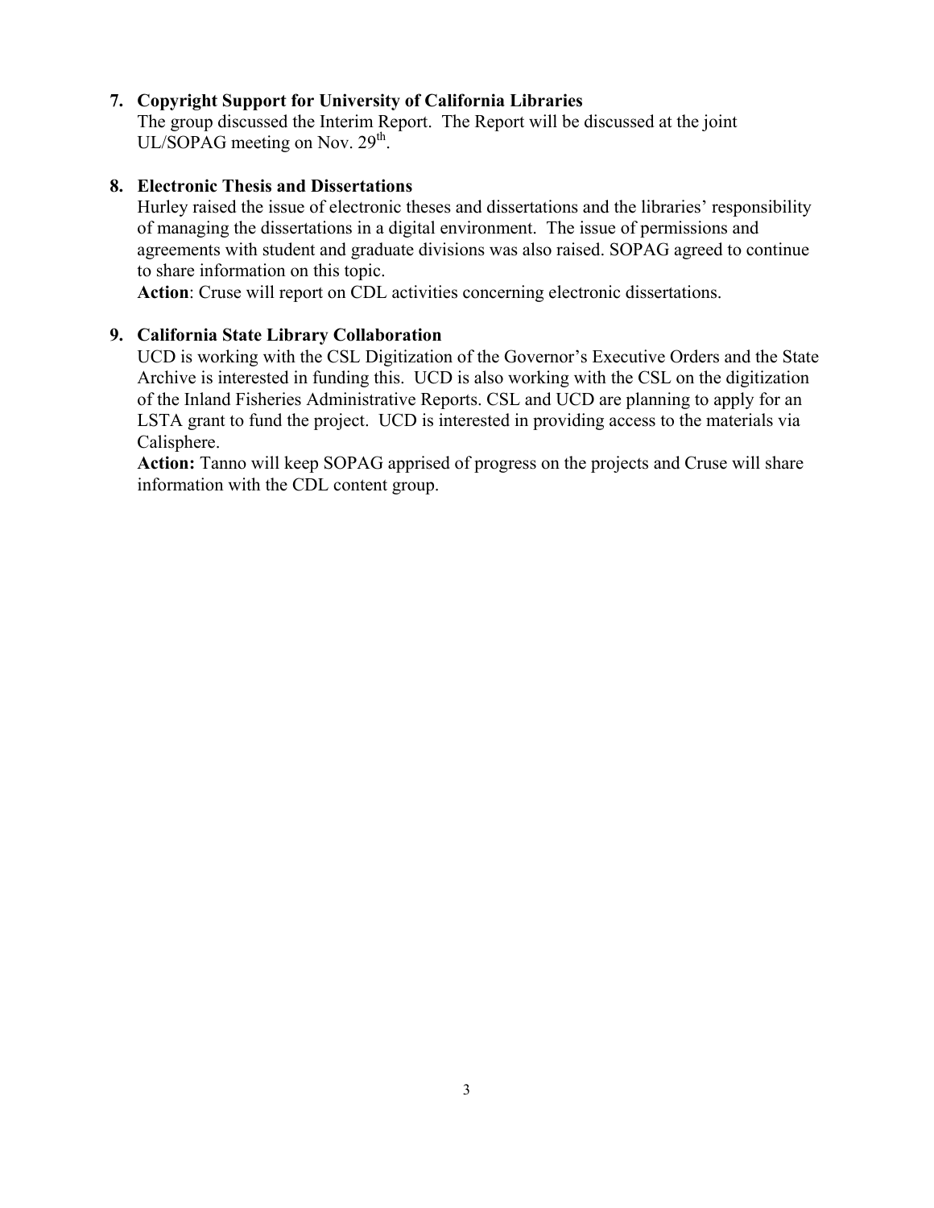7. **Copyright Support for University of California Libraries**
   The group discussed the Interim Report. The Report will be discussed at the joint UL/SOPAG meeting on Nov. 29th.

8. **Electronic Thesis and Dissertations**
   Hurley raised the issue of electronic theses and dissertations and the libraries' responsibility of managing the dissertations in a digital environment. The issue of permissions and agreements with student and graduate divisions was also raised. SOPAG agreed to continue to share information on this topic.
   **Action**: Cruse will report on CDL activities concerning electronic dissertations.

9. **California State Library Collaboration**
   UCD is working with the CSL Digitization of the Governor's Executive Orders and the State Archive is interested in funding this. UCD is also working with the CSL on the digitization of the Inland Fisheries Administrative Reports. CSL and UCD are planning to apply for an LSTA grant to fund the project. UCD is interested in providing access to the materials via Calisphere.
   **Action:** Tanno will keep SOPAG apprised of progress on the projects and Cruse will share information with the CDL content group.